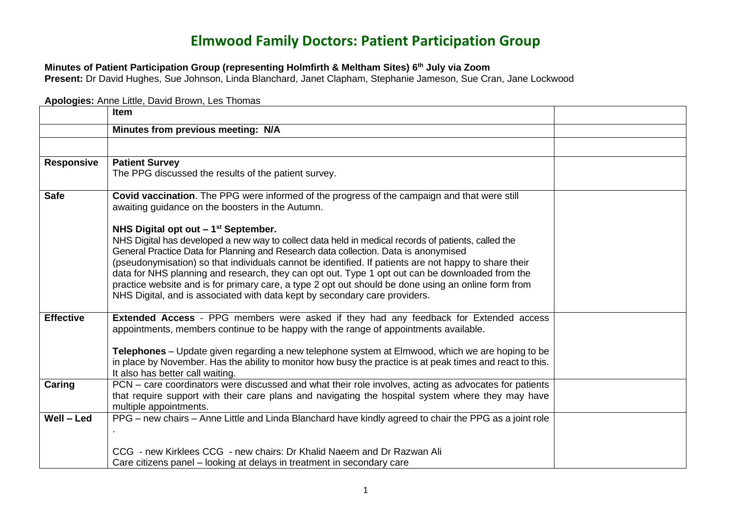# Elmwood Family Doctors: Patient Participation Group

**Minutes of Patient Participation Group (representing Holmfirth & Meltham Sites) 6th July via Zoom**

**Present:** Dr David Hughes, Sue Johnson, Linda Blanchard, Janet Clapham, Stephanie Jameson, Sue Cran, Jane Lockwood

**Apologies:** Anne Little, David Brown, Les Thomas

| | Item | |
|---|---|---|
| | **Minutes from previous meeting: N/A** | |
| | | |
| **Responsive** | **Patient Survey**<br>The PPG discussed the results of the patient survey. | |
| **Safe** | **Covid vaccination**. The PPG were informed of the progress of the campaign and that were still awaiting guidance on the boosters in the Autumn.<br><br>**NHS Digital opt out – 1st September.**<br>NHS Digital has developed a new way to collect data held in medical records of patients, called the General Practice Data for Planning and Research data collection. Data is anonymised (pseudonymisation) so that individuals cannot be identified. If patients are not happy to share their data for NHS planning and research, they can opt out. Type 1 opt out can be downloaded from the practice website and is for primary care, a type 2 opt out should be done using an online form from NHS Digital, and is associated with data kept by secondary care providers. | |
| **Effective** | **Extended Access** - PPG members were asked if they had any feedback for Extended access appointments, members continue to be happy with the range of appointments available.<br><br>**Telephones** – Update given regarding a new telephone system at Elmwood, which we are hoping to be in place by November. Has the ability to monitor how busy the practice is at peak times and react to this. It also has better call waiting. | |
| **Caring** | PCN – care coordinators were discussed and what their role involves, acting as advocates for patients that require support with their care plans and navigating the hospital system where they may have multiple appointments. | |
| **Well – Led** | PPG – new chairs – Anne Little and Linda Blanchard have kindly agreed to chair the PPG as a joint role<br>.<br><br>CCG - new Kirklees CCG - new chairs: Dr Khalid Naeem and Dr Razwan Ali<br>Care citizens panel – looking at delays in treatment in secondary care | |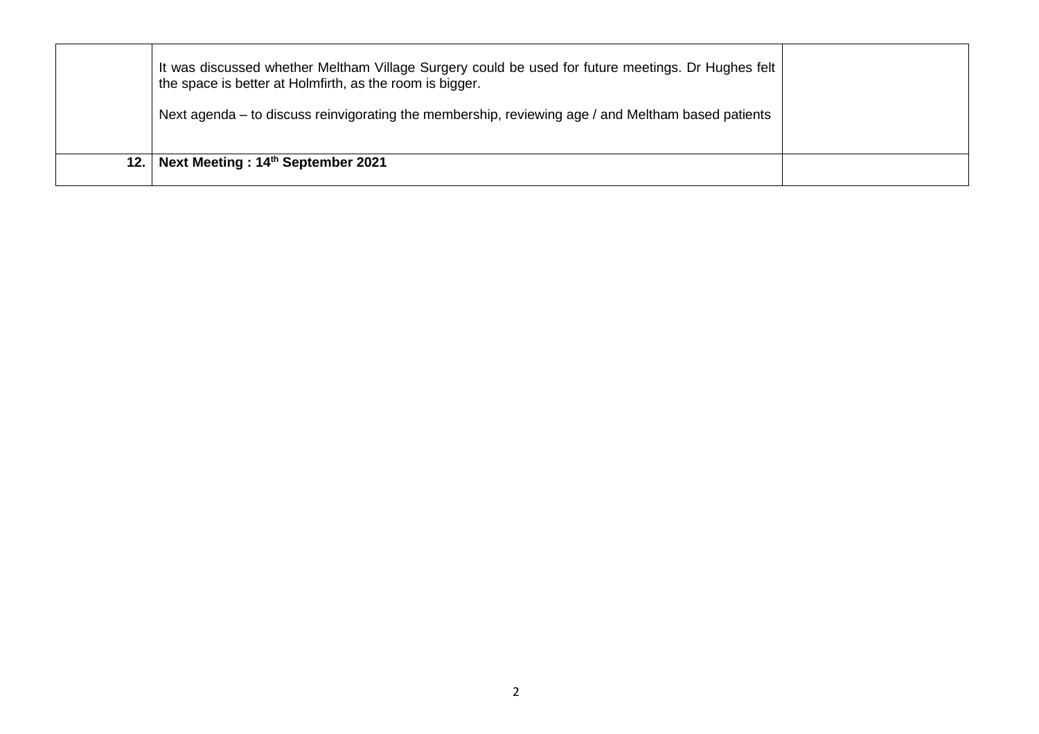| | | |
|---|---|---|
| | It was discussed whether Meltham Village Surgery could be used for future meetings. Dr Hughes felt the space is better at Holmfirth, as the room is bigger.<br><br>Next agenda – to discuss reinvigorating the membership, reviewing age / and Meltham based patients | |
| **12.** | **Next Meeting : 14th September 2021** | |